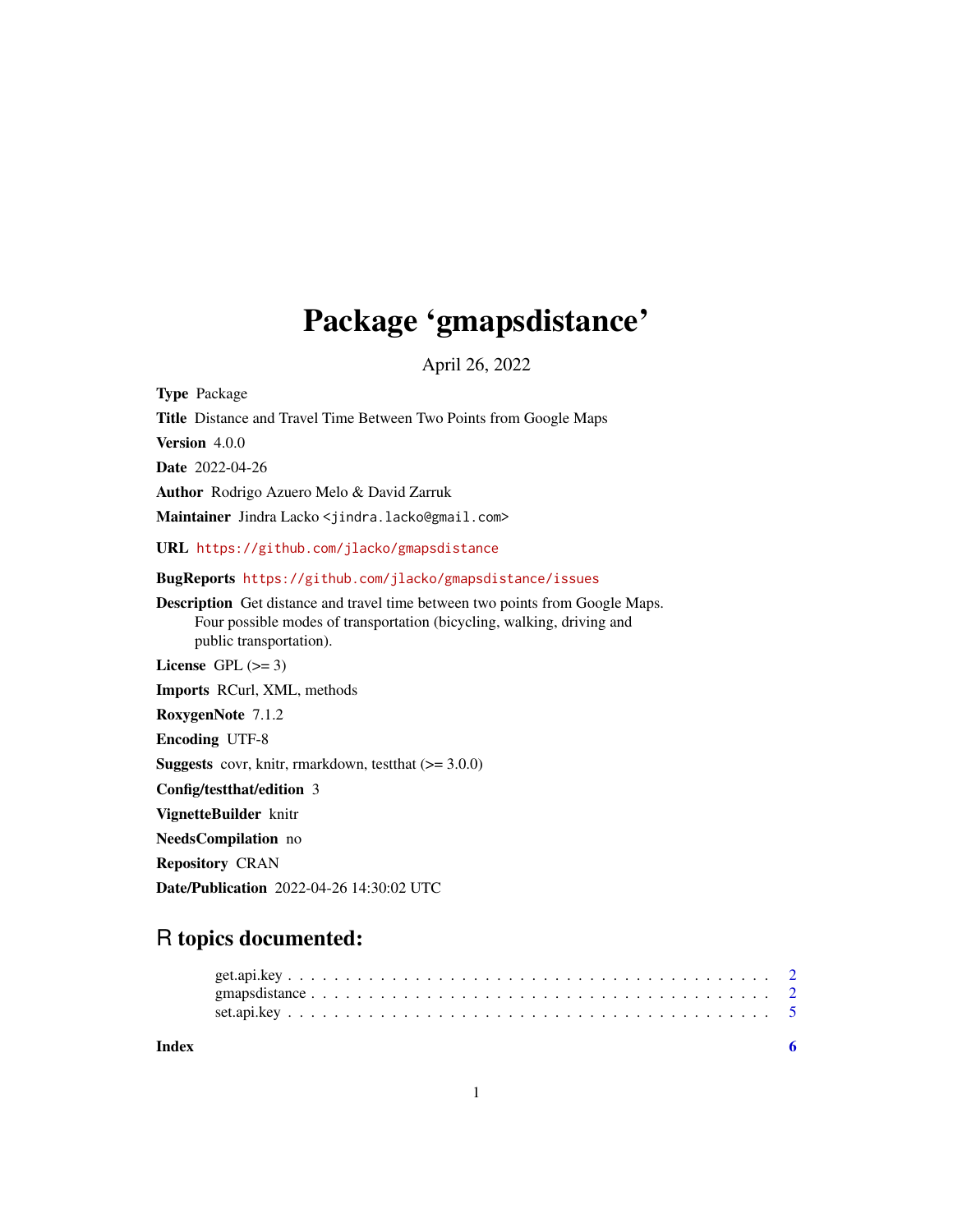# Package 'gmapsdistance'

April 26, 2022

**Type** Package

**Title** Distance and Travel Time Between Two Points from Google Maps

**Version** 4.0.0

**Date** 2022-04-26

**Author** Rodrigo Azuero Melo & David Zarruk

**Maintainer** Jindra Lacko <jindra.lacko@gmail.com>

**URL** https://github.com/jlacko/gmapsdistance

**BugReports** https://github.com/jlacko/gmapsdistance/issues

**Description** Get distance and travel time between two points from Google Maps.
Four possible modes of transportation (bicycling, walking, driving and
public transportation).

**License** GPL (>= 3)

**Imports** RCurl, XML, methods

**RoxygenNote** 7.1.2

**Encoding** UTF-8

**Suggests** covr, knitr, rmarkdown, testthat (>= 3.0.0)

**Config/testthat/edition** 3

**VignetteBuilder** knitr

**NeedsCompilation** no

**Repository** CRAN

**Date/Publication** 2022-04-26 14:30:02 UTC

## R topics documented:

- get.api.key . . . . . . . . . . . . . . . . . . . . . . . . . . . . . . . . . . . . . . . . 2
- gmapsdistance . . . . . . . . . . . . . . . . . . . . . . . . . . . . . . . . . . . . . . 2
- set.api.key . . . . . . . . . . . . . . . . . . . . . . . . . . . . . . . . . . . . . . . . 5

**Index** 6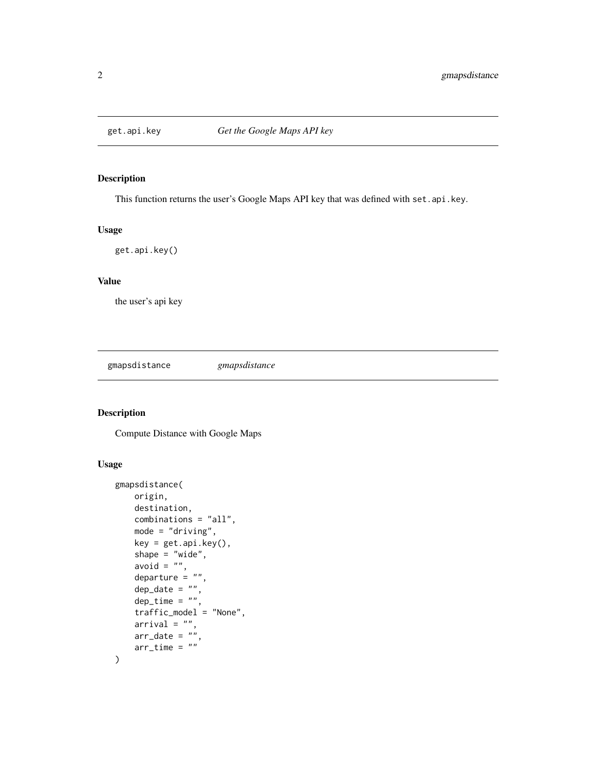## get.api.key — *Get the Google Maps API key*

### Description

This function returns the user's Google Maps API key that was defined with `set.api.key`.

### Usage

```
get.api.key()
```

### Value

the user's api key

## gmapsdistance — *gmapsdistance*

### Description

Compute Distance with Google Maps

### Usage

```
gmapsdistance(
    origin,
    destination,
    combinations = "all",
    mode = "driving",
    key = get.api.key(),
    shape = "wide",
    avoid = "",
    departure = "",
    dep_date = "",
    dep_time = "",
    traffic_model = "None",
    arrival = "",
    arr_date = "",
    arr_time = ""
)
```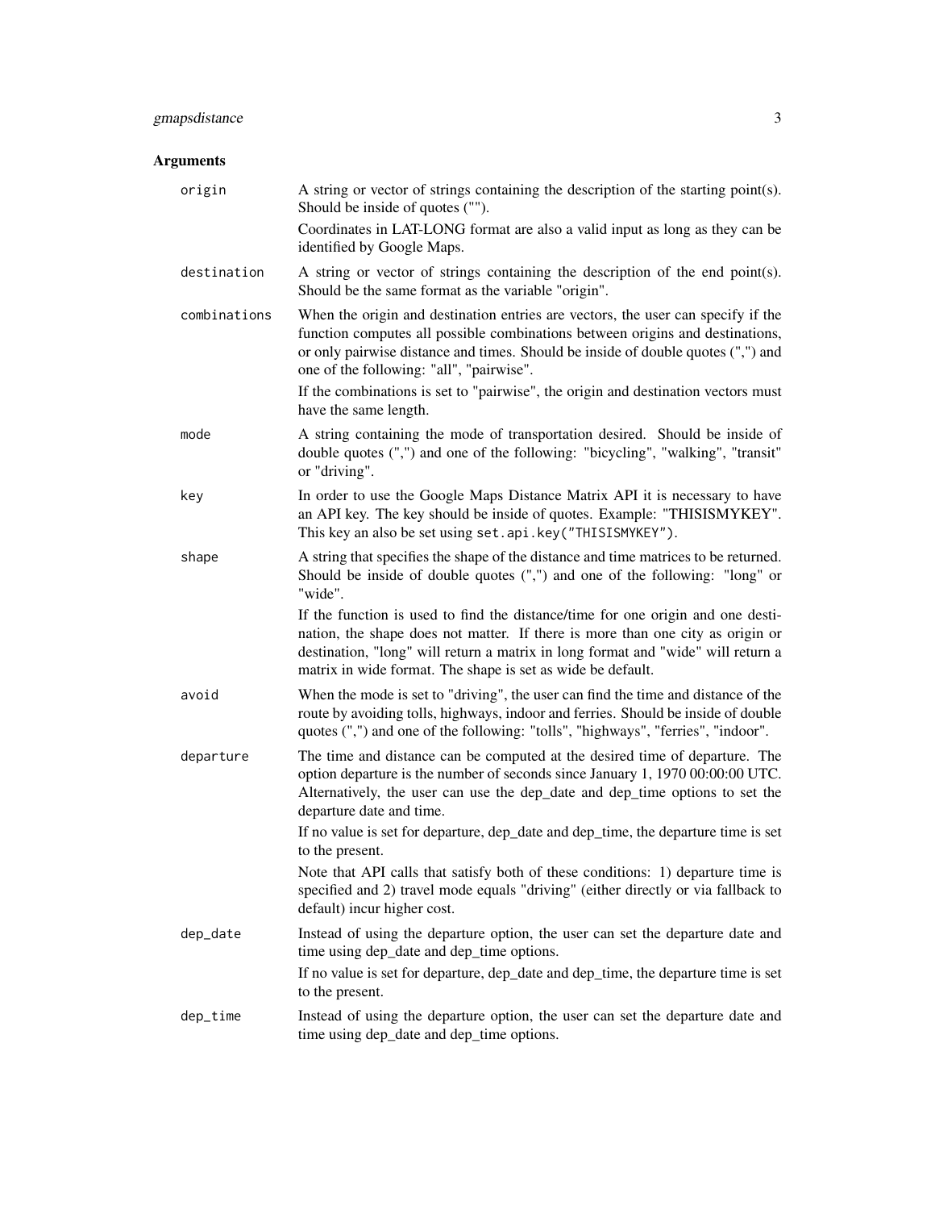## Arguments

**origin** A string or vector of strings containing the description of the starting point(s). Should be inside of quotes ("").

Coordinates in LAT-LONG format are also a valid input as long as they can be identified by Google Maps.

**destination** A string or vector of strings containing the description of the end point(s). Should be the same format as the variable "origin".

**combinations** When the origin and destination entries are vectors, the user can specify if the function computes all possible combinations between origins and destinations, or only pairwise distance and times. Should be inside of double quotes (",") and one of the following: "all", "pairwise".

If the combinations is set to "pairwise", the origin and destination vectors must have the same length.

**mode** A string containing the mode of transportation desired. Should be inside of double quotes (",") and one of the following: "bicycling", "walking", "transit" or "driving".

**key** In order to use the Google Maps Distance Matrix API it is necessary to have an API key. The key should be inside of quotes. Example: "THISISMYKEY". This key an also be set using `set.api.key("THISISMYKEY")`.

**shape** A string that specifies the shape of the distance and time matrices to be returned. Should be inside of double quotes (",") and one of the following: "long" or "wide".

If the function is used to find the distance/time for one origin and one destination, the shape does not matter. If there is more than one city as origin or destination, "long" will return a matrix in long format and "wide" will return a matrix in wide format. The shape is set as wide be default.

**avoid** When the mode is set to "driving", the user can find the time and distance of the route by avoiding tolls, highways, indoor and ferries. Should be inside of double quotes (",") and one of the following: "tolls", "highways", "ferries", "indoor".

**departure** The time and distance can be computed at the desired time of departure. The option departure is the number of seconds since January 1, 1970 00:00:00 UTC. Alternatively, the user can use the dep_date and dep_time options to set the departure date and time.

If no value is set for departure, dep_date and dep_time, the departure time is set to the present.

Note that API calls that satisfy both of these conditions: 1) departure time is specified and 2) travel mode equals "driving" (either directly or via fallback to default) incur higher cost.

**dep_date** Instead of using the departure option, the user can set the departure date and time using dep_date and dep_time options.

If no value is set for departure, dep_date and dep_time, the departure time is set to the present.

**dep_time** Instead of using the departure option, the user can set the departure date and time using dep_date and dep_time options.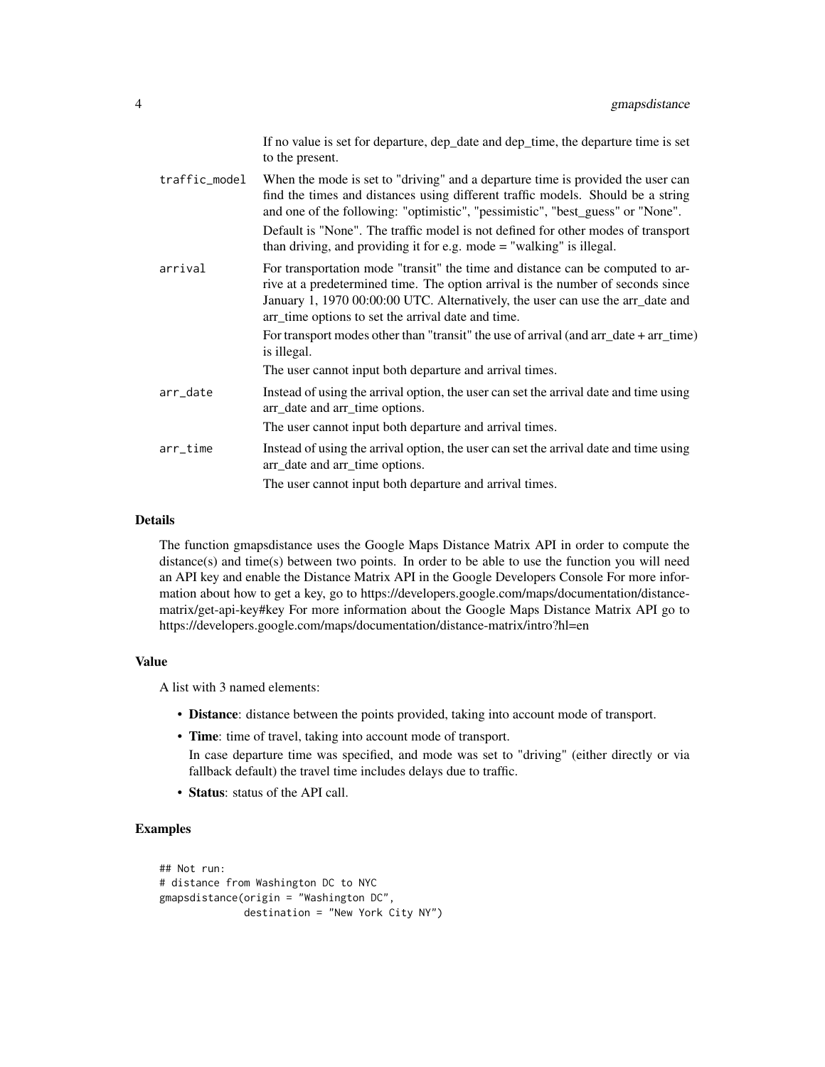If no value is set for departure, dep_date and dep_time, the departure time is set to the present.

| | |
|---|---|
| `traffic_model` | When the mode is set to "driving" and a departure time is provided the user can find the times and distances using different traffic models. Should be a string and one of the following: "optimistic", "pessimistic", "best_guess" or "None". Default is "None". The traffic model is not defined for other modes of transport than driving, and providing it for e.g. mode = "walking" is illegal. |
| `arrival` | For transportation mode "transit" the time and distance can be computed to arrive at a predetermined time. The option arrival is the number of seconds since January 1, 1970 00:00:00 UTC. Alternatively, the user can use the arr_date and arr_time options to set the arrival date and time. For transport modes other than "transit" the use of arrival (and arr_date + arr_time) is illegal. The user cannot input both departure and arrival times. |
| `arr_date` | Instead of using the arrival option, the user can set the arrival date and time using arr_date and arr_time options. The user cannot input both departure and arrival times. |
| `arr_time` | Instead of using the arrival option, the user can set the arrival date and time using arr_date and arr_time options. The user cannot input both departure and arrival times. |

## Details

The function gmapsdistance uses the Google Maps Distance Matrix API in order to compute the distance(s) and time(s) between two points. In order to be able to use the function you will need an API key and enable the Distance Matrix API in the Google Developers Console For more information about how to get a key, go to https://developers.google.com/maps/documentation/distance-matrix/get-api-key#key For more information about the Google Maps Distance Matrix API go to https://developers.google.com/maps/documentation/distance-matrix/intro?hl=en

## Value

A list with 3 named elements:

- **Distance**: distance between the points provided, taking into account mode of transport.
- **Time**: time of travel, taking into account mode of transport.
  In case departure time was specified, and mode was set to "driving" (either directly or via fallback default) the travel time includes delays due to traffic.
- **Status**: status of the API call.

## Examples

```
## Not run:
# distance from Washington DC to NYC
gmapsdistance(origin = "Washington DC",
              destination = "New York City NY")
```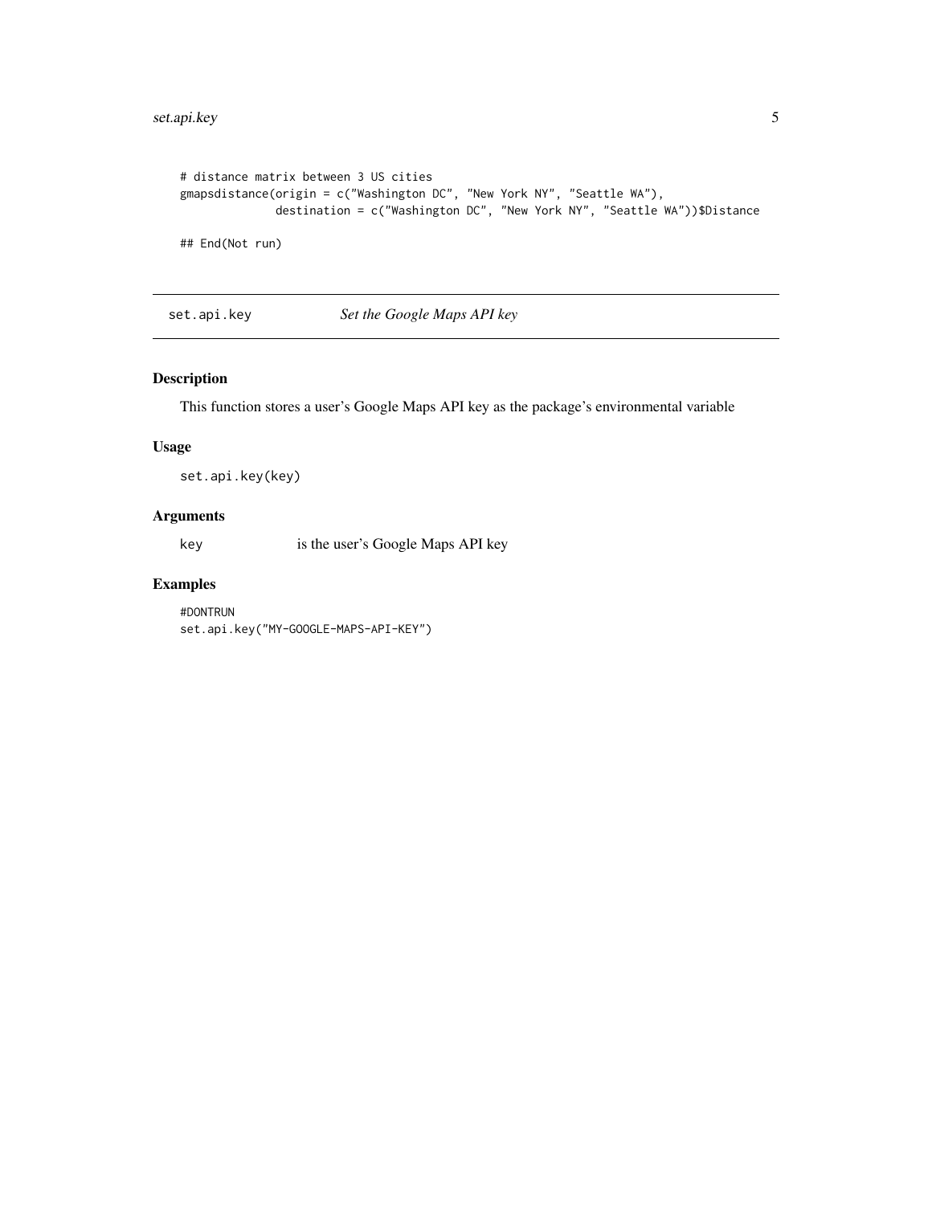```
# distance matrix between 3 US cities
gmapsdistance(origin = c("Washington DC", "New York NY", "Seattle WA"),
              destination = c("Washington DC", "New York NY", "Seattle WA"))$Distance

## End(Not run)
```

## set.api.key *Set the Google Maps API key*

### Description

This function stores a user's Google Maps API key as the package's environmental variable

### Usage

```
set.api.key(key)
```

### Arguments

| | |
|---|---|
| `key` | is the user's Google Maps API key |

### Examples

```
#DONTRUN
set.api.key("MY-GOOGLE-MAPS-API-KEY")
```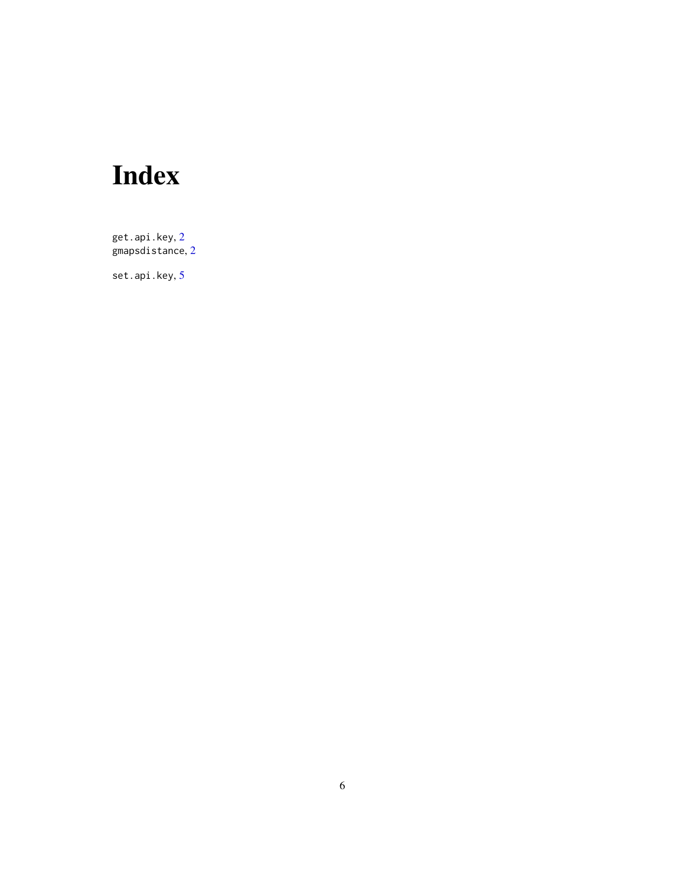# Index

get.api.key, 2
gmapsdistance, 2

set.api.key, 5